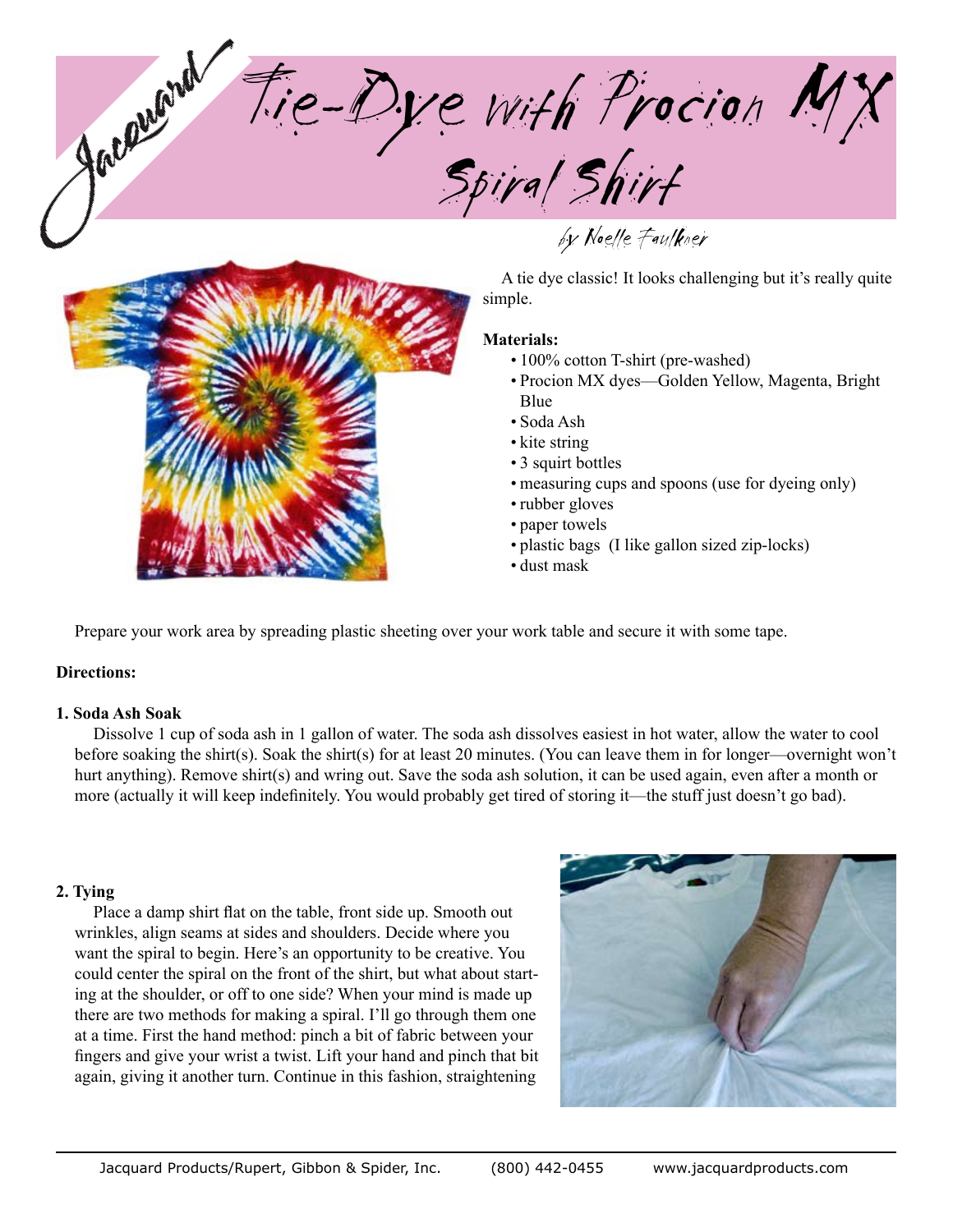Jacquard

# Tie-Dye with Procion MX Spiral Shirt

by Noelle Faulkner

A tie dye classic! It looks challenging but it's really quite simple.

**Materials:**

- 100% cotton T-shirt (pre-washed)
- Procion MX dyes—Golden Yellow, Magenta, Bright Blue
- Soda Ash
- kite string
- 3 squirt bottles
- measuring cups and spoons (use for dyeing only)
- rubber gloves
- paper towels
- plastic bags (I like gallon sized zip-locks)
- dust mask

Prepare your work area by spreading plastic sheeting over your work table and secure it with some tape.

**Directions:**

**1. Soda Ash Soak**

Dissolve 1 cup of soda ash in 1 gallon of water. The soda ash dissolves easiest in hot water, allow the water to cool before soaking the shirt(s). Soak the shirt(s) for at least 20 minutes. (You can leave them in for longer—overnight won't hurt anything). Remove shirt(s) and wring out. Save the soda ash solution, it can be used again, even after a month or more (actually it will keep indefinitely. You would probably get tired of storing it—the stuff just doesn't go bad).

**2. Tying**

Place a damp shirt flat on the table, front side up. Smooth out wrinkles, align seams at sides and shoulders. Decide where you want the spiral to begin. Here's an opportunity to be creative. You could center the spiral on the front of the shirt, but what about starting at the shoulder, or off to one side? When your mind is made up there are two methods for making a spiral. I'll go through them one at a time. First the hand method: pinch a bit of fabric between your fingers and give your wrist a twist. Lift your hand and pinch that bit again, giving it another turn. Continue in this fashion, straightening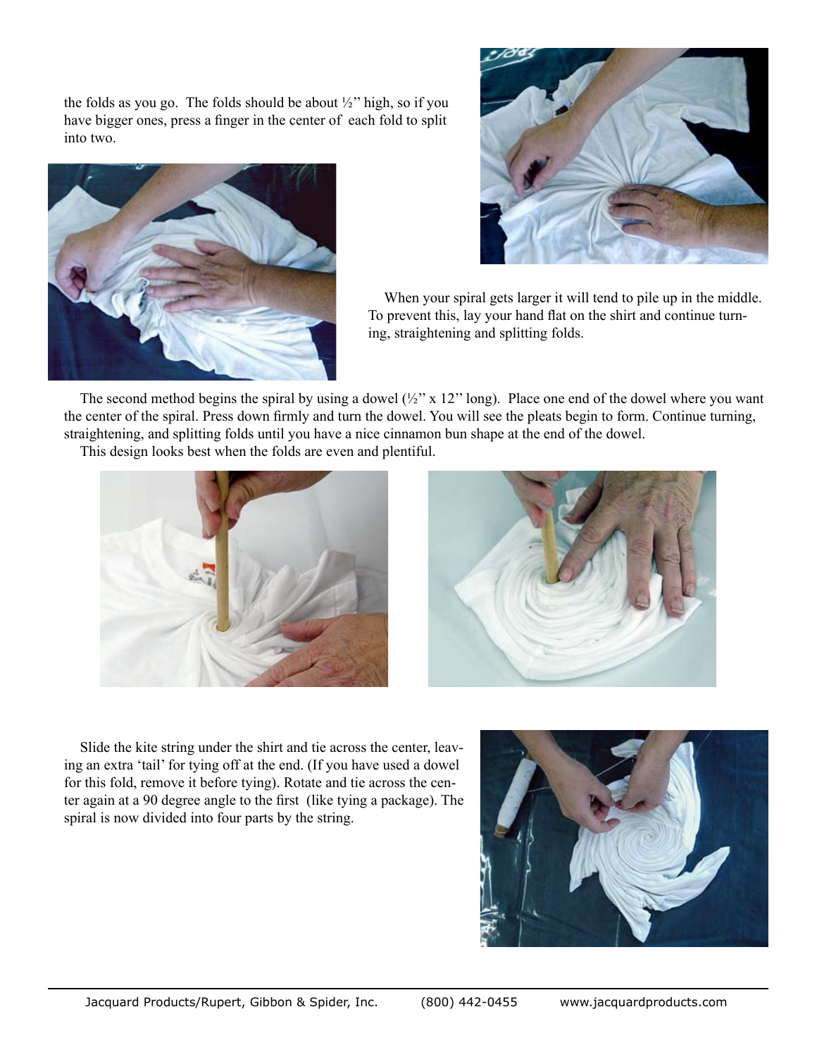the folds as you go. The folds should be about ½" high, so if you have bigger ones, press a finger in the center of each fold to split into two.

When your spiral gets larger it will tend to pile up in the middle. To prevent this, lay your hand flat on the shirt and continue turning, straightening and splitting folds.

The second method begins the spiral by using a dowel (½" x 12" long). Place one end of the dowel where you want the center of the spiral. Press down firmly and turn the dowel. You will see the pleats begin to form. Continue turning, straightening, and splitting folds until you have a nice cinnamon bun shape at the end of the dowel.

This design looks best when the folds are even and plentiful.

Slide the kite string under the shirt and tie across the center, leaving an extra 'tail' for tying off at the end. (If you have used a dowel for this fold, remove it before tying). Rotate and tie across the center again at a 90 degree angle to the first (like tying a package). The spiral is now divided into four parts by the string.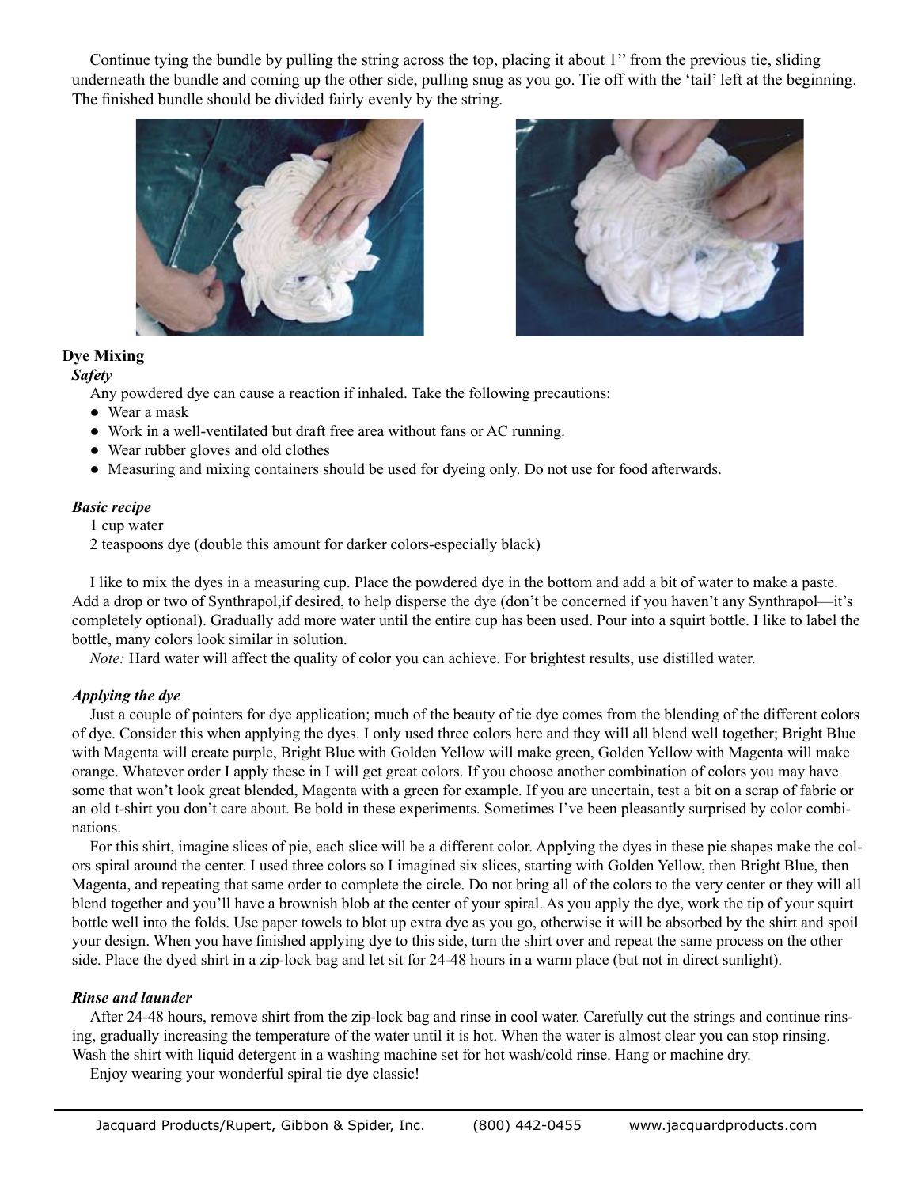Continue tying the bundle by pulling the string across the top, placing it about 1'' from the previous tie, sliding underneath the bundle and coming up the other side, pulling snug as you go. Tie off with the 'tail' left at the beginning. The finished bundle should be divided fairly evenly by the string.

## Dye Mixing

### *Safety*

Any powdered dye can cause a reaction if inhaled. Take the following precautions:

- Wear a mask
- Work in a well-ventilated but draft free area without fans or AC running.
- Wear rubber gloves and old clothes
- Measuring and mixing containers should be used for dyeing only. Do not use for food afterwards.

### *Basic recipe*

1 cup water
2 teaspoons dye (double this amount for darker colors-especially black)

I like to mix the dyes in a measuring cup. Place the powdered dye in the bottom and add a bit of water to make a paste. Add a drop or two of Synthrapol,if desired, to help disperse the dye (don't be concerned if you haven't any Synthrapol—it's completely optional). Gradually add more water until the entire cup has been used. Pour into a squirt bottle. I like to label the bottle, many colors look similar in solution.

*Note:* Hard water will affect the quality of color you can achieve. For brightest results, use distilled water.

### *Applying the dye*

Just a couple of pointers for dye application; much of the beauty of tie dye comes from the blending of the different colors of dye. Consider this when applying the dyes. I only used three colors here and they will all blend well together; Bright Blue with Magenta will create purple, Bright Blue with Golden Yellow will make green, Golden Yellow with Magenta will make orange. Whatever order I apply these in I will get great colors. If you choose another combination of colors you may have some that won't look great blended, Magenta with a green for example. If you are uncertain, test a bit on a scrap of fabric or an old t-shirt you don't care about. Be bold in these experiments. Sometimes I've been pleasantly surprised by color combinations.

For this shirt, imagine slices of pie, each slice will be a different color. Applying the dyes in these pie shapes make the colors spiral around the center. I used three colors so I imagined six slices, starting with Golden Yellow, then Bright Blue, then Magenta, and repeating that same order to complete the circle. Do not bring all of the colors to the very center or they will all blend together and you'll have a brownish blob at the center of your spiral. As you apply the dye, work the tip of your squirt bottle well into the folds. Use paper towels to blot up extra dye as you go, otherwise it will be absorbed by the shirt and spoil your design. When you have finished applying dye to this side, turn the shirt over and repeat the same process on the other side. Place the dyed shirt in a zip-lock bag and let sit for 24-48 hours in a warm place (but not in direct sunlight).

### *Rinse and launder*

After 24-48 hours, remove shirt from the zip-lock bag and rinse in cool water. Carefully cut the strings and continue rinsing, gradually increasing the temperature of the water until it is hot. When the water is almost clear you can stop rinsing. Wash the shirt with liquid detergent in a washing machine set for hot wash/cold rinse. Hang or machine dry.

Enjoy wearing your wonderful spiral tie dye classic!